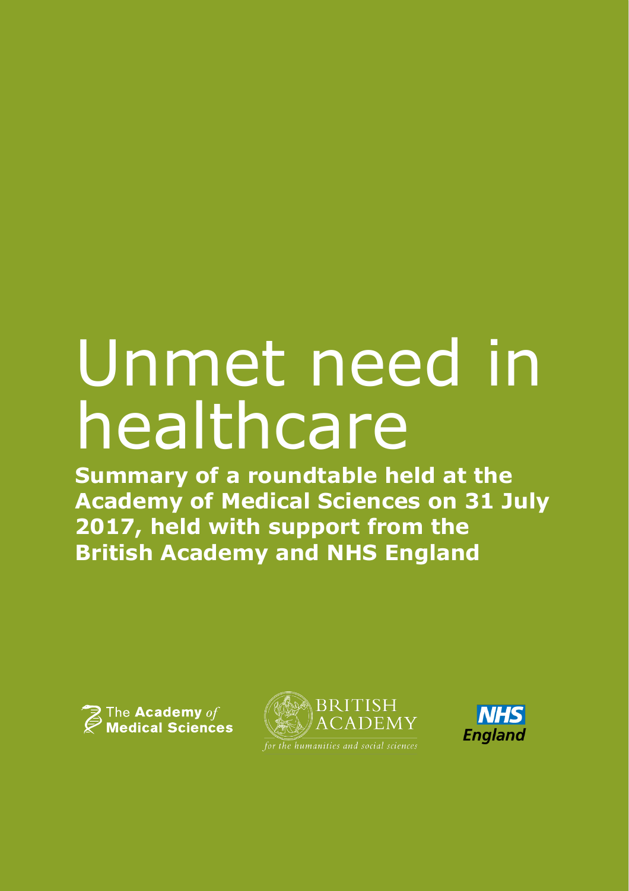# Unmet need in healthcare

**Summary of a roundtable held at the Academy of Medical Sciences on 31 July 2017, held with support from the British Academy and NHS England**

The Academy *of* Medical Sciences

BRITISH ACADEMY

*for the humanities and social sciences*

NHS England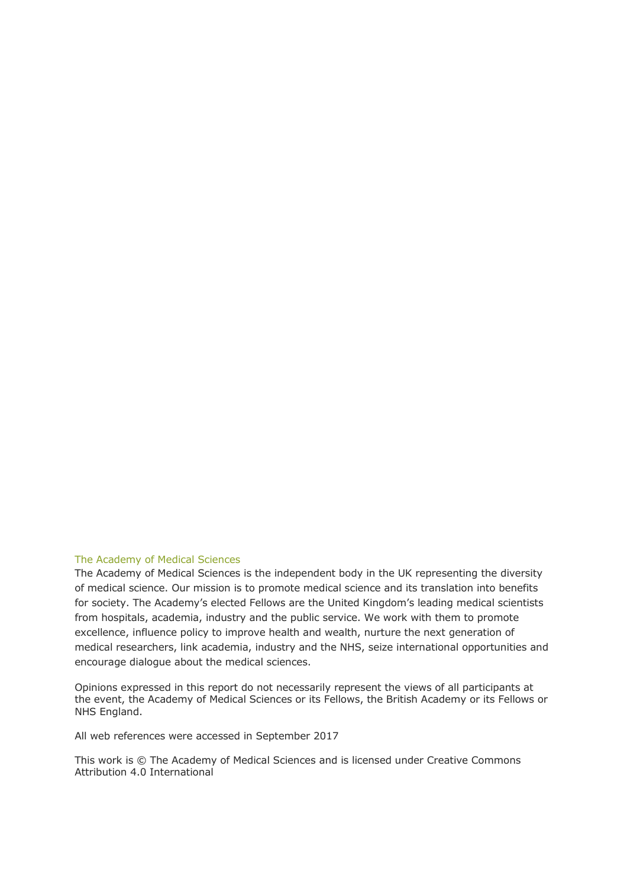### The Academy of Medical Sciences

The Academy of Medical Sciences is the independent body in the UK representing the diversity of medical science. Our mission is to promote medical science and its translation into benefits for society. The Academy's elected Fellows are the United Kingdom's leading medical scientists from hospitals, academia, industry and the public service. We work with them to promote excellence, influence policy to improve health and wealth, nurture the next generation of medical researchers, link academia, industry and the NHS, seize international opportunities and encourage dialogue about the medical sciences.

Opinions expressed in this report do not necessarily represent the views of all participants at the event, the Academy of Medical Sciences or its Fellows, the British Academy or its Fellows or NHS England.

All web references were accessed in September 2017

This work is © The Academy of Medical Sciences and is licensed under Creative Commons Attribution 4.0 International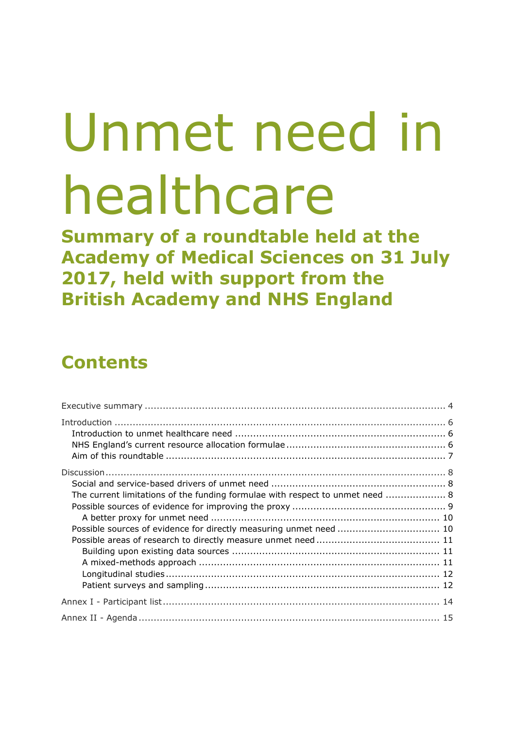# Unmet need in healthcare

## Summary of a roundtable held at the Academy of Medical Sciences on 31 July 2017, held with support from the British Academy and NHS England

## Contents

Executive summary .......... 4

Introduction .......... 6
- Introduction to unmet healthcare need .......... 6
- NHS England's current resource allocation formulae .......... 6
- Aim of this roundtable .......... 7

Discussion .......... 8
- Social and service-based drivers of unmet need .......... 8
- The current limitations of the funding formulae with respect to unmet need .......... 8
- Possible sources of evidence for improving the proxy .......... 9
  - A better proxy for unmet need .......... 10
- Possible sources of evidence for directly measuring unmet need .......... 10
- Possible areas of research to directly measure unmet need .......... 11
  - Building upon existing data sources .......... 11
  - A mixed-methods approach .......... 11
  - Longitudinal studies .......... 12
  - Patient surveys and sampling .......... 12

Annex I - Participant list .......... 14

Annex II - Agenda .......... 15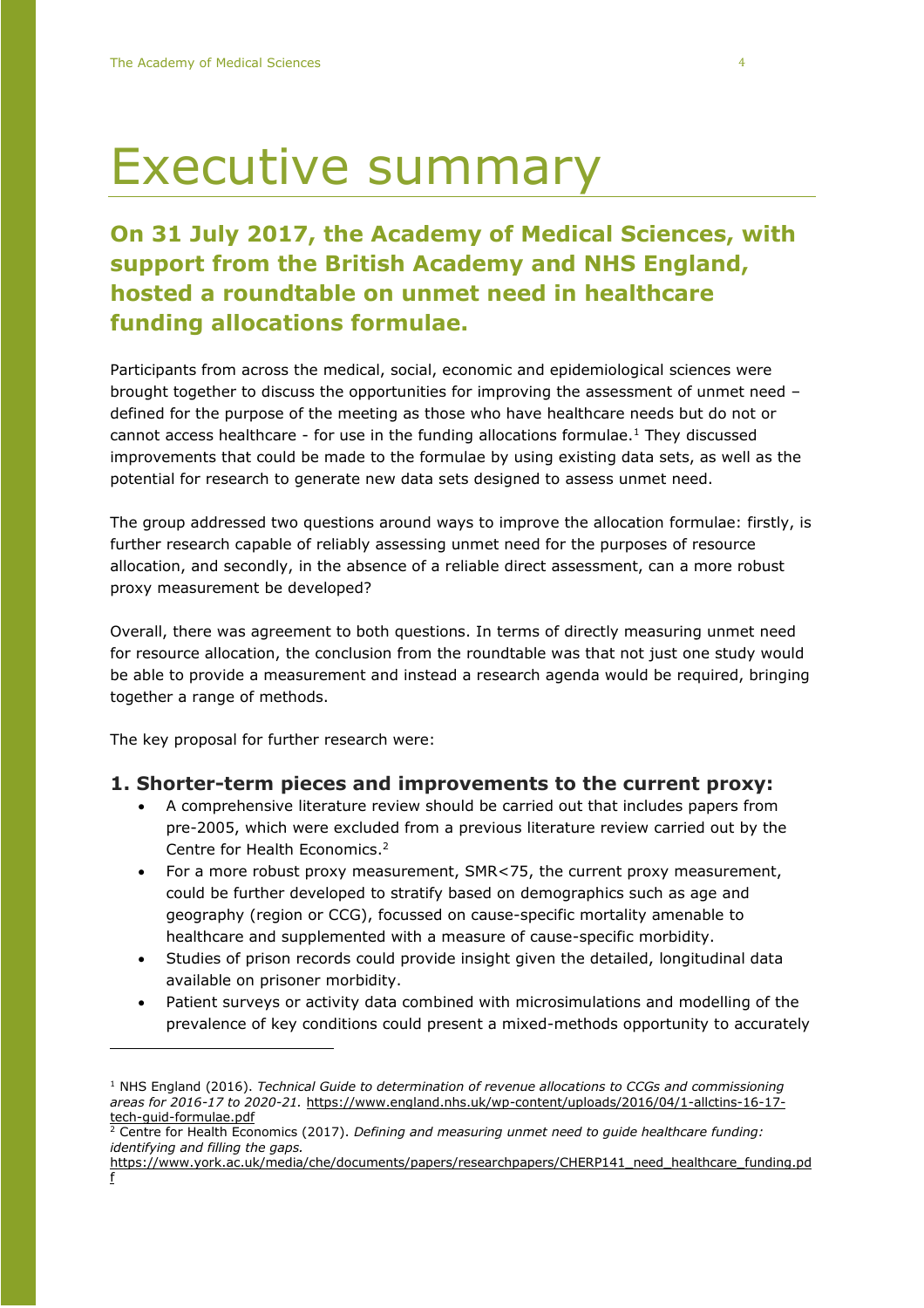# Executive summary

## On 31 July 2017, the Academy of Medical Sciences, with support from the British Academy and NHS England, hosted a roundtable on unmet need in healthcare funding allocations formulae.

Participants from across the medical, social, economic and epidemiological sciences were brought together to discuss the opportunities for improving the assessment of unmet need – defined for the purpose of the meeting as those who have healthcare needs but do not or cannot access healthcare - for use in the funding allocations formulae.[1] They discussed improvements that could be made to the formulae by using existing data sets, as well as the potential for research to generate new data sets designed to assess unmet need.

The group addressed two questions around ways to improve the allocation formulae: firstly, is further research capable of reliably assessing unmet need for the purposes of resource allocation, and secondly, in the absence of a reliable direct assessment, can a more robust proxy measurement be developed?

Overall, there was agreement to both questions. In terms of directly measuring unmet need for resource allocation, the conclusion from the roundtable was that not just one study would be able to provide a measurement and instead a research agenda would be required, bringing together a range of methods.

The key proposal for further research were:

### 1. Shorter-term pieces and improvements to the current proxy:

- A comprehensive literature review should be carried out that includes papers from pre-2005, which were excluded from a previous literature review carried out by the Centre for Health Economics.[2]
- For a more robust proxy measurement, SMR<75, the current proxy measurement, could be further developed to stratify based on demographics such as age and geography (region or CCG), focussed on cause-specific mortality amenable to healthcare and supplemented with a measure of cause-specific morbidity.
- Studies of prison records could provide insight given the detailed, longitudinal data available on prisoner morbidity.
- Patient surveys or activity data combined with microsimulations and modelling of the prevalence of key conditions could present a mixed-methods opportunity to accurately

---

[1] NHS England (2016). *Technical Guide to determination of revenue allocations to CCGs and commissioning areas for 2016-17 to 2020-21.* https://www.england.nhs.uk/wp-content/uploads/2016/04/1-allctins-16-17-tech-guid-formulae.pdf

[2] Centre for Health Economics (2017). *Defining and measuring unmet need to guide healthcare funding: identifying and filling the gaps.* https://www.york.ac.uk/media/che/documents/papers/researchpapers/CHERP141_need_healthcare_funding.pdf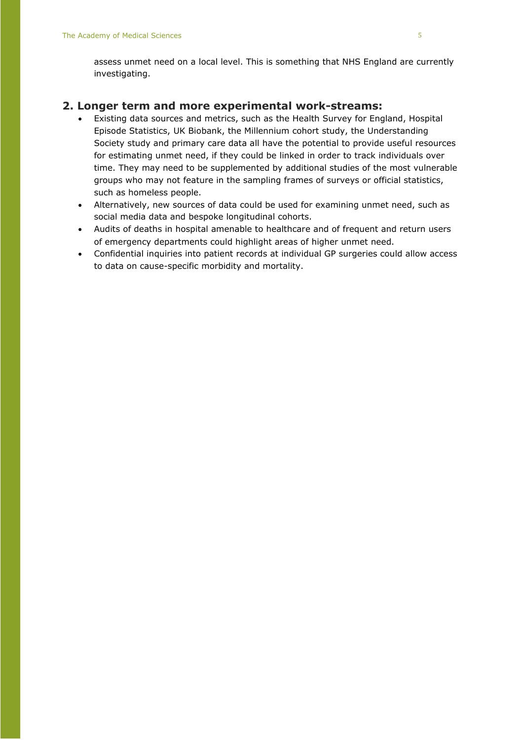assess unmet need on a local level. This is something that NHS England are currently investigating.

## 2. Longer term and more experimental work-streams:

- Existing data sources and metrics, such as the Health Survey for England, Hospital Episode Statistics, UK Biobank, the Millennium cohort study, the Understanding Society study and primary care data all have the potential to provide useful resources for estimating unmet need, if they could be linked in order to track individuals over time. They may need to be supplemented by additional studies of the most vulnerable groups who may not feature in the sampling frames of surveys or official statistics, such as homeless people.
- Alternatively, new sources of data could be used for examining unmet need, such as social media data and bespoke longitudinal cohorts.
- Audits of deaths in hospital amenable to healthcare and of frequent and return users of emergency departments could highlight areas of higher unmet need.
- Confidential inquiries into patient records at individual GP surgeries could allow access to data on cause-specific morbidity and mortality.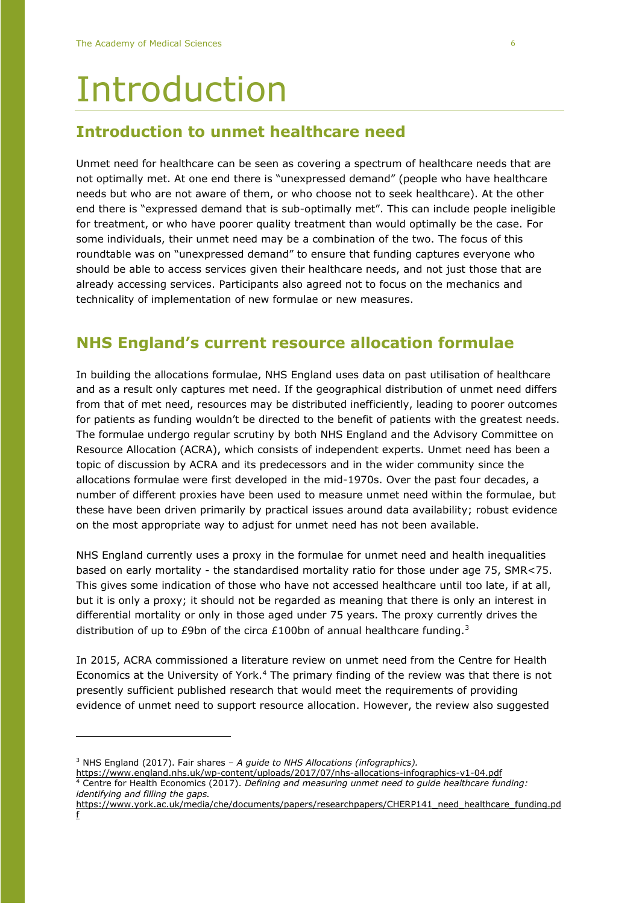# Introduction

## Introduction to unmet healthcare need

Unmet need for healthcare can be seen as covering a spectrum of healthcare needs that are not optimally met. At one end there is "unexpressed demand" (people who have healthcare needs but who are not aware of them, or who choose not to seek healthcare). At the other end there is "expressed demand that is sub-optimally met". This can include people ineligible for treatment, or who have poorer quality treatment than would optimally be the case. For some individuals, their unmet need may be a combination of the two. The focus of this roundtable was on "unexpressed demand" to ensure that funding captures everyone who should be able to access services given their healthcare needs, and not just those that are already accessing services. Participants also agreed not to focus on the mechanics and technicality of implementation of new formulae or new measures.

## NHS England's current resource allocation formulae

In building the allocations formulae, NHS England uses data on past utilisation of healthcare and as a result only captures met need. If the geographical distribution of unmet need differs from that of met need, resources may be distributed inefficiently, leading to poorer outcomes for patients as funding wouldn't be directed to the benefit of patients with the greatest needs. The formulae undergo regular scrutiny by both NHS England and the Advisory Committee on Resource Allocation (ACRA), which consists of independent experts. Unmet need has been a topic of discussion by ACRA and its predecessors and in the wider community since the allocations formulae were first developed in the mid-1970s. Over the past four decades, a number of different proxies have been used to measure unmet need within the formulae, but these have been driven primarily by practical issues around data availability; robust evidence on the most appropriate way to adjust for unmet need has not been available.

NHS England currently uses a proxy in the formulae for unmet need and health inequalities based on early mortality - the standardised mortality ratio for those under age 75, SMR<75. This gives some indication of those who have not accessed healthcare until too late, if at all, but it is only a proxy; it should not be regarded as meaning that there is only an interest in differential mortality or only in those aged under 75 years. The proxy currently drives the distribution of up to £9bn of the circa £100bn of annual healthcare funding.[3]

In 2015, ACRA commissioned a literature review on unmet need from the Centre for Health Economics at the University of York.[4] The primary finding of the review was that there is not presently sufficient published research that would meet the requirements of providing evidence of unmet need to support resource allocation. However, the review also suggested

---

[3] NHS England (2017). Fair shares – *A guide to NHS Allocations (infographics).* https://www.england.nhs.uk/wp-content/uploads/2017/07/nhs-allocations-infographics-v1-04.pdf

[4] Centre for Health Economics (2017). *Defining and measuring unmet need to guide healthcare funding: identifying and filling the gaps.* https://www.york.ac.uk/media/che/documents/papers/researchpapers/CHERP141_need_healthcare_funding.pdf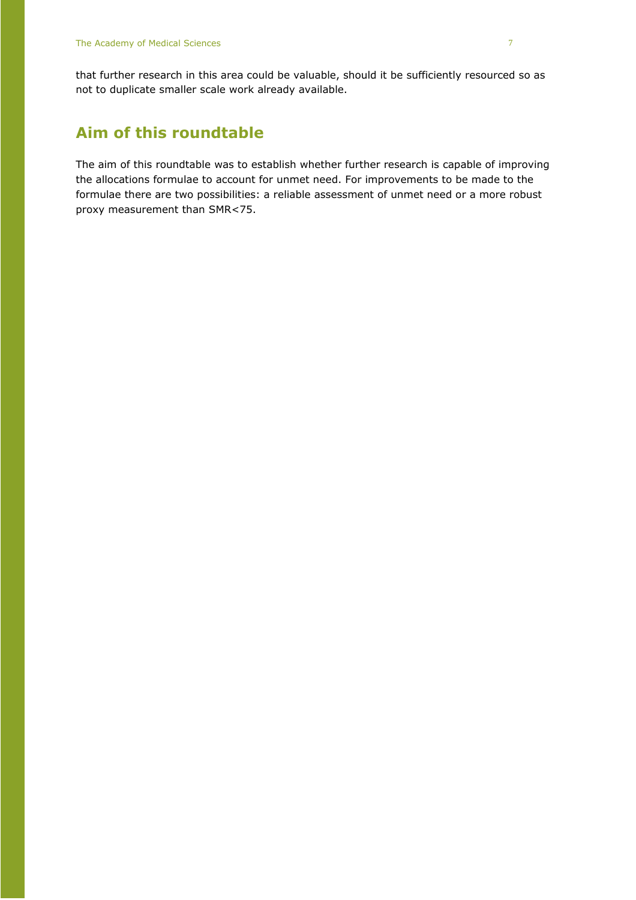that further research in this area could be valuable, should it be sufficiently resourced so as not to duplicate smaller scale work already available.

## Aim of this roundtable

The aim of this roundtable was to establish whether further research is capable of improving the allocations formulae to account for unmet need. For improvements to be made to the formulae there are two possibilities: a reliable assessment of unmet need or a more robust proxy measurement than SMR<75.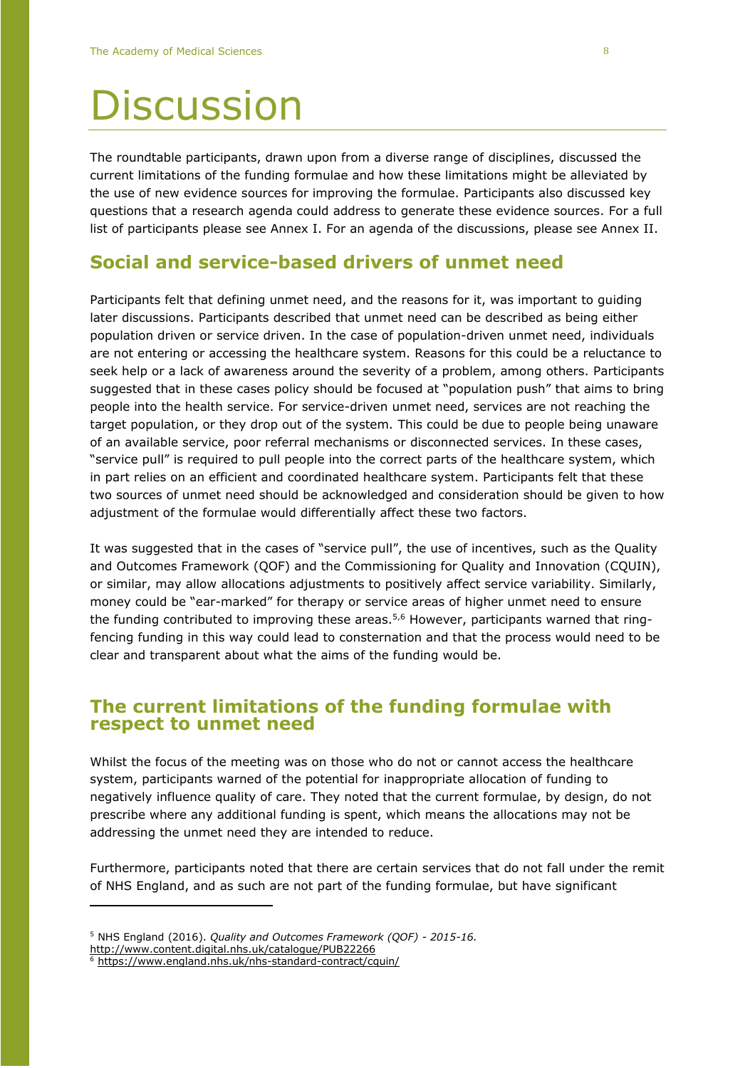# Discussion

The roundtable participants, drawn upon from a diverse range of disciplines, discussed the current limitations of the funding formulae and how these limitations might be alleviated by the use of new evidence sources for improving the formulae. Participants also discussed key questions that a research agenda could address to generate these evidence sources. For a full list of participants please see Annex I. For an agenda of the discussions, please see Annex II.

## Social and service-based drivers of unmet need

Participants felt that defining unmet need, and the reasons for it, was important to guiding later discussions. Participants described that unmet need can be described as being either population driven or service driven. In the case of population-driven unmet need, individuals are not entering or accessing the healthcare system. Reasons for this could be a reluctance to seek help or a lack of awareness around the severity of a problem, among others. Participants suggested that in these cases policy should be focused at "population push" that aims to bring people into the health service. For service-driven unmet need, services are not reaching the target population, or they drop out of the system. This could be due to people being unaware of an available service, poor referral mechanisms or disconnected services. In these cases, "service pull" is required to pull people into the correct parts of the healthcare system, which in part relies on an efficient and coordinated healthcare system. Participants felt that these two sources of unmet need should be acknowledged and consideration should be given to how adjustment of the formulae would differentially affect these two factors.

It was suggested that in the cases of "service pull", the use of incentives, such as the Quality and Outcomes Framework (QOF) and the Commissioning for Quality and Innovation (CQUIN), or similar, may allow allocations adjustments to positively affect service variability. Similarly, money could be "ear-marked" for therapy or service areas of higher unmet need to ensure the funding contributed to improving these areas.[5,6] However, participants warned that ring-fencing funding in this way could lead to consternation and that the process would need to be clear and transparent about what the aims of the funding would be.

## The current limitations of the funding formulae with respect to unmet need

Whilst the focus of the meeting was on those who do not or cannot access the healthcare system, participants warned of the potential for inappropriate allocation of funding to negatively influence quality of care. They noted that the current formulae, by design, do not prescribe where any additional funding is spent, which means the allocations may not be addressing the unmet need they are intended to reduce.

Furthermore, participants noted that there are certain services that do not fall under the remit of NHS England, and as such are not part of the funding formulae, but have significant

---

[5] NHS England (2016). *Quality and Outcomes Framework (QOF) - 2015-16.* http://www.content.digital.nhs.uk/catalogue/PUB22266

[6] https://www.england.nhs.uk/nhs-standard-contract/cquin/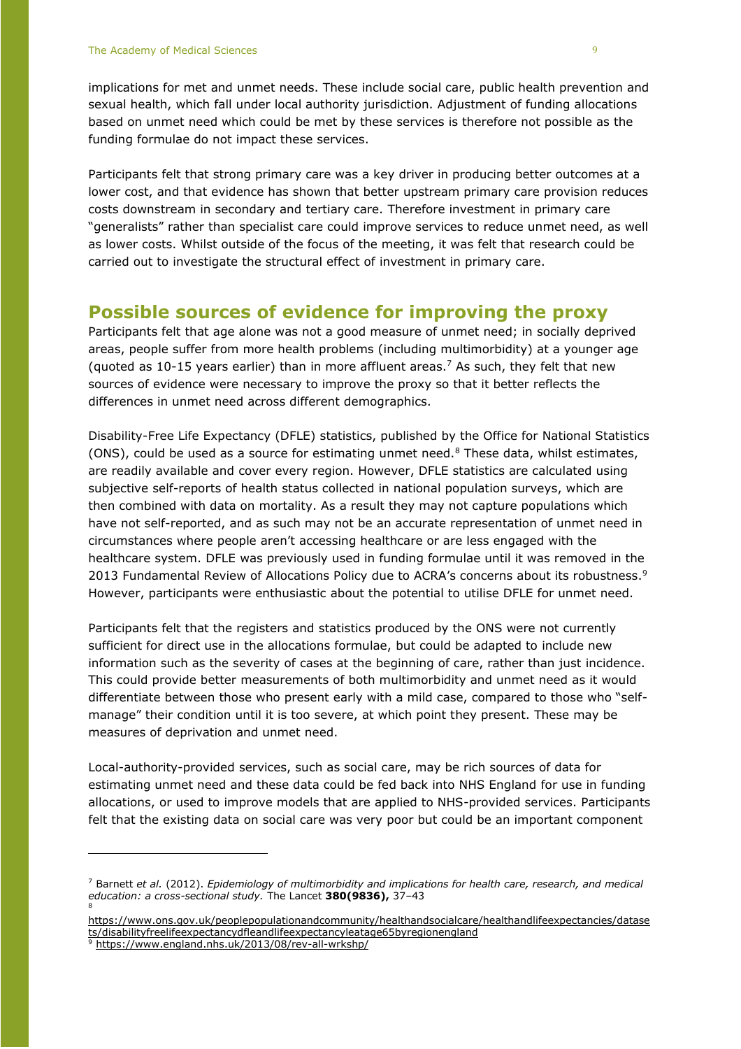implications for met and unmet needs. These include social care, public health prevention and sexual health, which fall under local authority jurisdiction. Adjustment of funding allocations based on unmet need which could be met by these services is therefore not possible as the funding formulae do not impact these services.

Participants felt that strong primary care was a key driver in producing better outcomes at a lower cost, and that evidence has shown that better upstream primary care provision reduces costs downstream in secondary and tertiary care. Therefore investment in primary care "generalists" rather than specialist care could improve services to reduce unmet need, as well as lower costs. Whilst outside of the focus of the meeting, it was felt that research could be carried out to investigate the structural effect of investment in primary care.

## Possible sources of evidence for improving the proxy

Participants felt that age alone was not a good measure of unmet need; in socially deprived areas, people suffer from more health problems (including multimorbidity) at a younger age (quoted as 10-15 years earlier) than in more affluent areas.[7] As such, they felt that new sources of evidence were necessary to improve the proxy so that it better reflects the differences in unmet need across different demographics.

Disability-Free Life Expectancy (DFLE) statistics, published by the Office for National Statistics (ONS), could be used as a source for estimating unmet need.[8] These data, whilst estimates, are readily available and cover every region. However, DFLE statistics are calculated using subjective self-reports of health status collected in national population surveys, which are then combined with data on mortality. As a result they may not capture populations which have not self-reported, and as such may not be an accurate representation of unmet need in circumstances where people aren't accessing healthcare or are less engaged with the healthcare system. DFLE was previously used in funding formulae until it was removed in the 2013 Fundamental Review of Allocations Policy due to ACRA's concerns about its robustness.[9] However, participants were enthusiastic about the potential to utilise DFLE for unmet need.

Participants felt that the registers and statistics produced by the ONS were not currently sufficient for direct use in the allocations formulae, but could be adapted to include new information such as the severity of cases at the beginning of care, rather than just incidence. This could provide better measurements of both multimorbidity and unmet need as it would differentiate between those who present early with a mild case, compared to those who "self-manage" their condition until it is too severe, at which point they present. These may be measures of deprivation and unmet need.

Local-authority-provided services, such as social care, may be rich sources of data for estimating unmet need and these data could be fed back into NHS England for use in funding allocations, or used to improve models that are applied to NHS-provided services. Participants felt that the existing data on social care was very poor but could be an important component

---

[7] Barnett *et al.* (2012). *Epidemiology of multimorbidity and implications for health care, research, and medical education: a cross-sectional study.* The Lancet **380(9836),** 37–43

[8] https://www.ons.gov.uk/peoplepopulationandcommunity/healthandsocialcare/healthandlifeexpectancies/datasets/disabilityfreelifeexpectancydfleandlifeexpectancyleatage65byregionengland

[9] https://www.england.nhs.uk/2013/08/rev-all-wrkshp/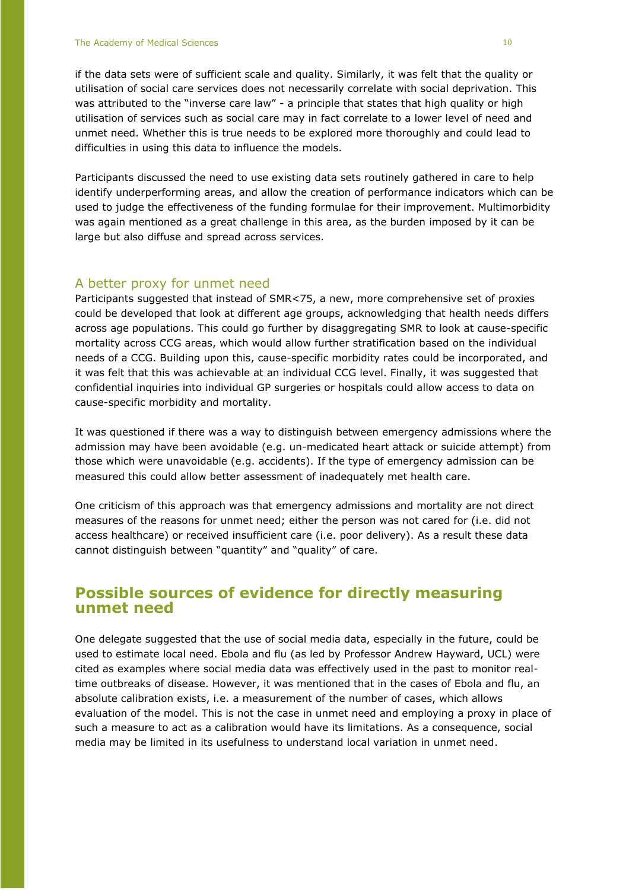if the data sets were of sufficient scale and quality. Similarly, it was felt that the quality or utilisation of social care services does not necessarily correlate with social deprivation. This was attributed to the "inverse care law" - a principle that states that high quality or high utilisation of services such as social care may in fact correlate to a lower level of need and unmet need. Whether this is true needs to be explored more thoroughly and could lead to difficulties in using this data to influence the models.

Participants discussed the need to use existing data sets routinely gathered in care to help identify underperforming areas, and allow the creation of performance indicators which can be used to judge the effectiveness of the funding formulae for their improvement. Multimorbidity was again mentioned as a great challenge in this area, as the burden imposed by it can be large but also diffuse and spread across services.

### A better proxy for unmet need

Participants suggested that instead of SMR<75, a new, more comprehensive set of proxies could be developed that look at different age groups, acknowledging that health needs differs across age populations. This could go further by disaggregating SMR to look at cause-specific mortality across CCG areas, which would allow further stratification based on the individual needs of a CCG. Building upon this, cause-specific morbidity rates could be incorporated, and it was felt that this was achievable at an individual CCG level. Finally, it was suggested that confidential inquiries into individual GP surgeries or hospitals could allow access to data on cause-specific morbidity and mortality.

It was questioned if there was a way to distinguish between emergency admissions where the admission may have been avoidable (e.g. un-medicated heart attack or suicide attempt) from those which were unavoidable (e.g. accidents). If the type of emergency admission can be measured this could allow better assessment of inadequately met health care.

One criticism of this approach was that emergency admissions and mortality are not direct measures of the reasons for unmet need; either the person was not cared for (i.e. did not access healthcare) or received insufficient care (i.e. poor delivery). As a result these data cannot distinguish between "quantity" and "quality" of care.

## Possible sources of evidence for directly measuring unmet need

One delegate suggested that the use of social media data, especially in the future, could be used to estimate local need. Ebola and flu (as led by Professor Andrew Hayward, UCL) were cited as examples where social media data was effectively used in the past to monitor real-time outbreaks of disease. However, it was mentioned that in the cases of Ebola and flu, an absolute calibration exists, i.e. a measurement of the number of cases, which allows evaluation of the model. This is not the case in unmet need and employing a proxy in place of such a measure to act as a calibration would have its limitations. As a consequence, social media may be limited in its usefulness to understand local variation in unmet need.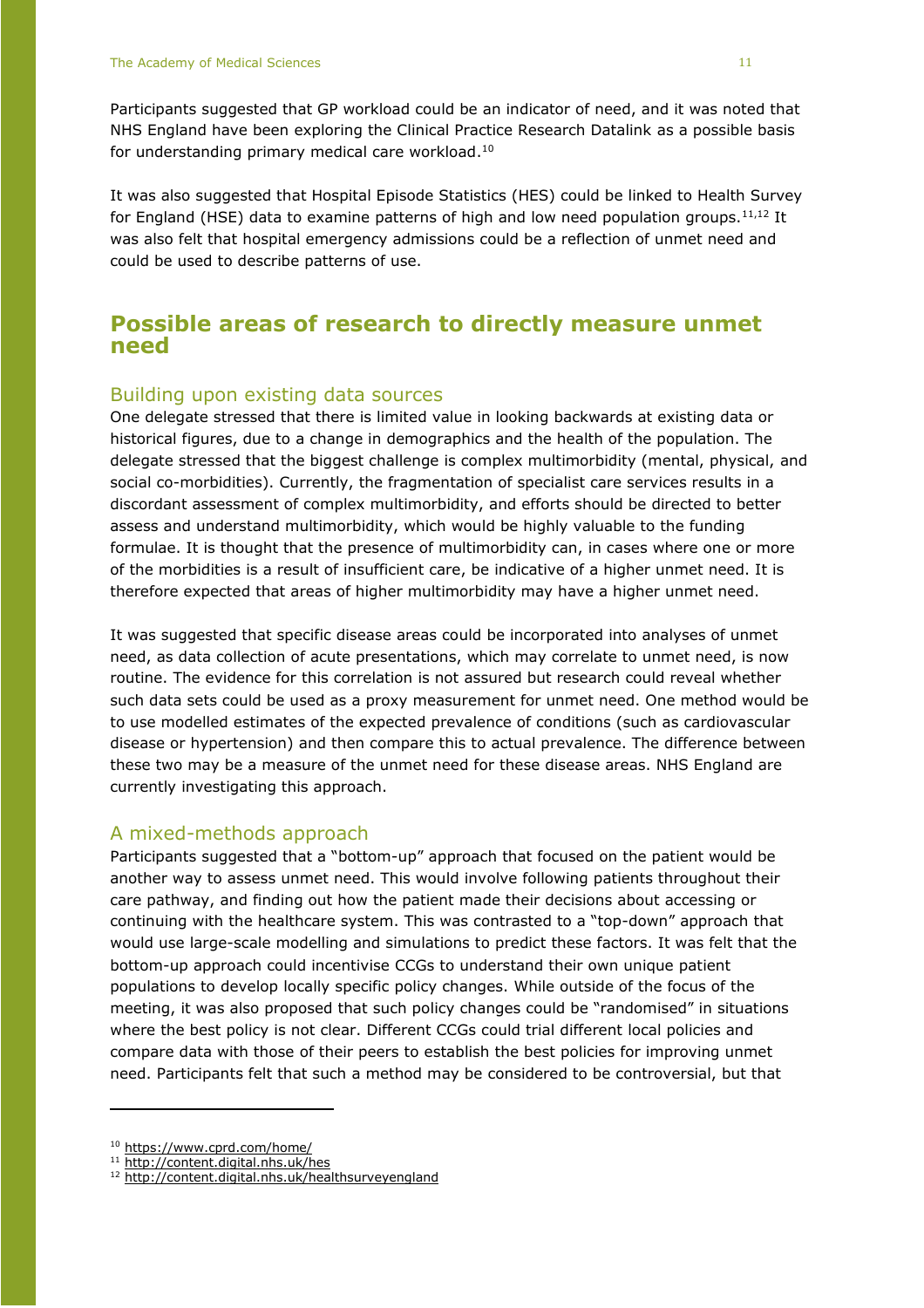Participants suggested that GP workload could be an indicator of need, and it was noted that NHS England have been exploring the Clinical Practice Research Datalink as a possible basis for understanding primary medical care workload.[10]

It was also suggested that Hospital Episode Statistics (HES) could be linked to Health Survey for England (HSE) data to examine patterns of high and low need population groups.[11,12] It was also felt that hospital emergency admissions could be a reflection of unmet need and could be used to describe patterns of use.

## Possible areas of research to directly measure unmet need

### Building upon existing data sources

One delegate stressed that there is limited value in looking backwards at existing data or historical figures, due to a change in demographics and the health of the population. The delegate stressed that the biggest challenge is complex multimorbidity (mental, physical, and social co-morbidities). Currently, the fragmentation of specialist care services results in a discordant assessment of complex multimorbidity, and efforts should be directed to better assess and understand multimorbidity, which would be highly valuable to the funding formulae. It is thought that the presence of multimorbidity can, in cases where one or more of the morbidities is a result of insufficient care, be indicative of a higher unmet need. It is therefore expected that areas of higher multimorbidity may have a higher unmet need.

It was suggested that specific disease areas could be incorporated into analyses of unmet need, as data collection of acute presentations, which may correlate to unmet need, is now routine. The evidence for this correlation is not assured but research could reveal whether such data sets could be used as a proxy measurement for unmet need. One method would be to use modelled estimates of the expected prevalence of conditions (such as cardiovascular disease or hypertension) and then compare this to actual prevalence. The difference between these two may be a measure of the unmet need for these disease areas. NHS England are currently investigating this approach.

### A mixed-methods approach

Participants suggested that a "bottom-up" approach that focused on the patient would be another way to assess unmet need. This would involve following patients throughout their care pathway, and finding out how the patient made their decisions about accessing or continuing with the healthcare system. This was contrasted to a "top-down" approach that would use large-scale modelling and simulations to predict these factors. It was felt that the bottom-up approach could incentivise CCGs to understand their own unique patient populations to develop locally specific policy changes. While outside of the focus of the meeting, it was also proposed that such policy changes could be "randomised" in situations where the best policy is not clear. Different CCGs could trial different local policies and compare data with those of their peers to establish the best policies for improving unmet need. Participants felt that such a method may be considered to be controversial, but that

---

[10] https://www.cprd.com/home/

[11] http://content.digital.nhs.uk/hes

[12] http://content.digital.nhs.uk/healthsurveyengland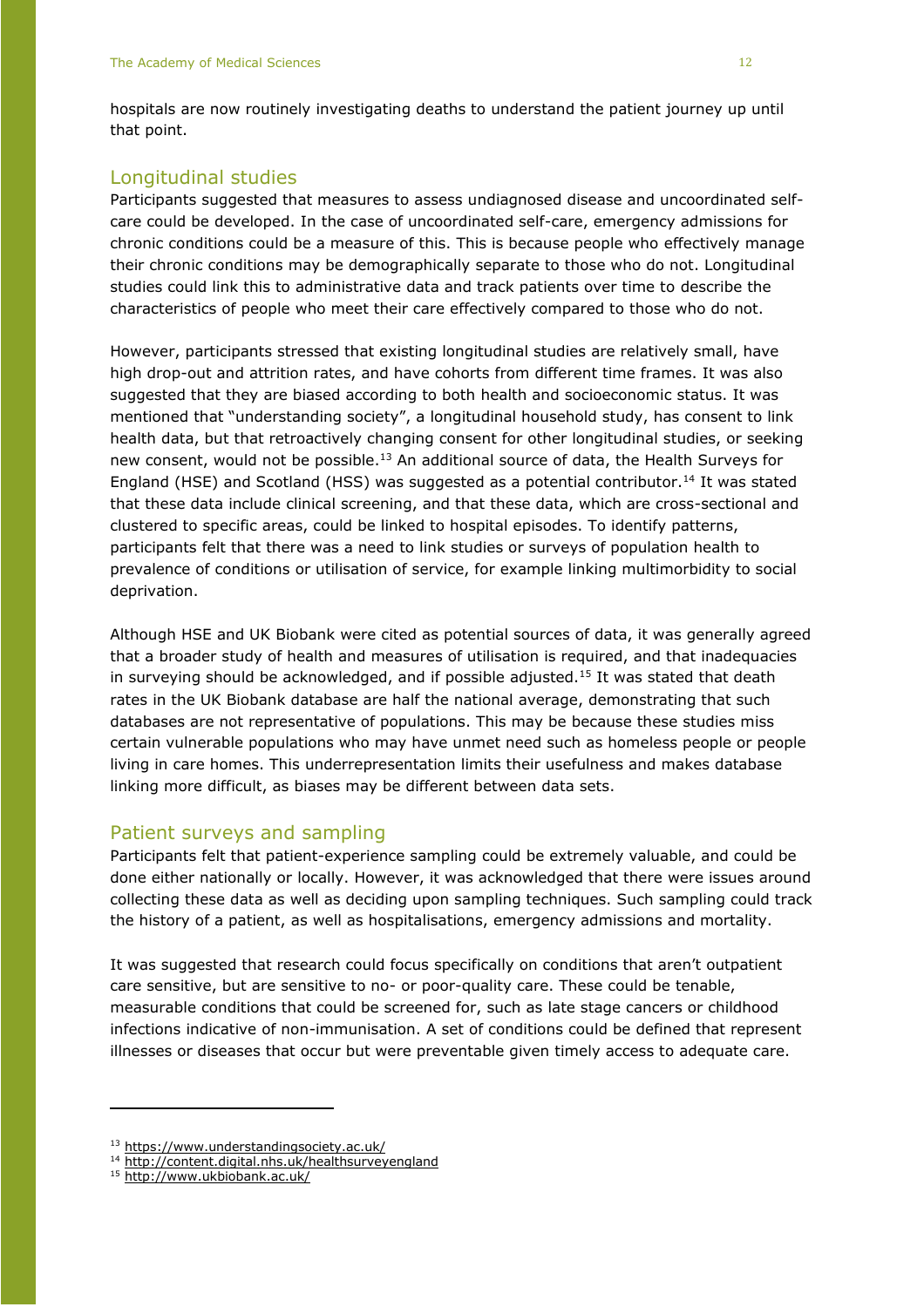hospitals are now routinely investigating deaths to understand the patient journey up until that point.

## Longitudinal studies

Participants suggested that measures to assess undiagnosed disease and uncoordinated self-care could be developed. In the case of uncoordinated self-care, emergency admissions for chronic conditions could be a measure of this. This is because people who effectively manage their chronic conditions may be demographically separate to those who do not. Longitudinal studies could link this to administrative data and track patients over time to describe the characteristics of people who meet their care effectively compared to those who do not.

However, participants stressed that existing longitudinal studies are relatively small, have high drop-out and attrition rates, and have cohorts from different time frames. It was also suggested that they are biased according to both health and socioeconomic status. It was mentioned that "understanding society", a longitudinal household study, has consent to link health data, but that retroactively changing consent for other longitudinal studies, or seeking new consent, would not be possible.[13] An additional source of data, the Health Surveys for England (HSE) and Scotland (HSS) was suggested as a potential contributor.[14] It was stated that these data include clinical screening, and that these data, which are cross-sectional and clustered to specific areas, could be linked to hospital episodes. To identify patterns, participants felt that there was a need to link studies or surveys of population health to prevalence of conditions or utilisation of service, for example linking multimorbidity to social deprivation.

Although HSE and UK Biobank were cited as potential sources of data, it was generally agreed that a broader study of health and measures of utilisation is required, and that inadequacies in surveying should be acknowledged, and if possible adjusted.[15] It was stated that death rates in the UK Biobank database are half the national average, demonstrating that such databases are not representative of populations. This may be because these studies miss certain vulnerable populations who may have unmet need such as homeless people or people living in care homes. This underrepresentation limits their usefulness and makes database linking more difficult, as biases may be different between data sets.

## Patient surveys and sampling

Participants felt that patient-experience sampling could be extremely valuable, and could be done either nationally or locally. However, it was acknowledged that there were issues around collecting these data as well as deciding upon sampling techniques. Such sampling could track the history of a patient, as well as hospitalisations, emergency admissions and mortality.

It was suggested that research could focus specifically on conditions that aren't outpatient care sensitive, but are sensitive to no- or poor-quality care. These could be tenable, measurable conditions that could be screened for, such as late stage cancers or childhood infections indicative of non-immunisation. A set of conditions could be defined that represent illnesses or diseases that occur but were preventable given timely access to adequate care.

---

[13] https://www.understandingsociety.ac.uk/

[14] http://content.digital.nhs.uk/healthsurveyengland

[15] http://www.ukbiobank.ac.uk/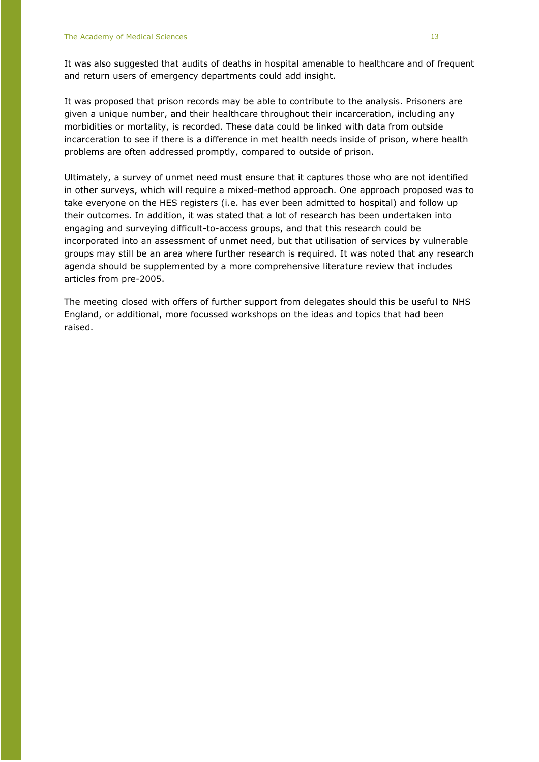It was also suggested that audits of deaths in hospital amenable to healthcare and of frequent and return users of emergency departments could add insight.

It was proposed that prison records may be able to contribute to the analysis. Prisoners are given a unique number, and their healthcare throughout their incarceration, including any morbidities or mortality, is recorded. These data could be linked with data from outside incarceration to see if there is a difference in met health needs inside of prison, where health problems are often addressed promptly, compared to outside of prison.

Ultimately, a survey of unmet need must ensure that it captures those who are not identified in other surveys, which will require a mixed-method approach. One approach proposed was to take everyone on the HES registers (i.e. has ever been admitted to hospital) and follow up their outcomes. In addition, it was stated that a lot of research has been undertaken into engaging and surveying difficult-to-access groups, and that this research could be incorporated into an assessment of unmet need, but that utilisation of services by vulnerable groups may still be an area where further research is required. It was noted that any research agenda should be supplemented by a more comprehensive literature review that includes articles from pre-2005.

The meeting closed with offers of further support from delegates should this be useful to NHS England, or additional, more focussed workshops on the ideas and topics that had been raised.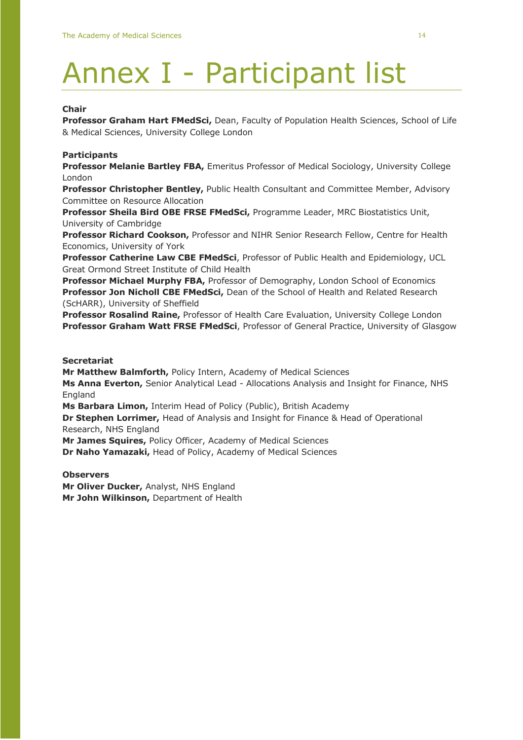# Annex I - Participant list

**Chair**

**Professor Graham Hart FMedSci,** Dean, Faculty of Population Health Sciences, School of Life & Medical Sciences, University College London

**Participants**

**Professor Melanie Bartley FBA,** Emeritus Professor of Medical Sociology, University College London

**Professor Christopher Bentley,** Public Health Consultant and Committee Member, Advisory Committee on Resource Allocation

**Professor Sheila Bird OBE FRSE FMedSci,** Programme Leader, MRC Biostatistics Unit, University of Cambridge

**Professor Richard Cookson,** Professor and NIHR Senior Research Fellow, Centre for Health Economics, University of York

**Professor Catherine Law CBE FMedSci**, Professor of Public Health and Epidemiology, UCL Great Ormond Street Institute of Child Health

**Professor Michael Murphy FBA,** Professor of Demography, London School of Economics

**Professor Jon Nicholl CBE FMedSci,** Dean of the School of Health and Related Research (ScHARR), University of Sheffield

**Professor Rosalind Raine,** Professor of Health Care Evaluation, University College London

**Professor Graham Watt FRSE FMedSci**, Professor of General Practice, University of Glasgow

**Secretariat**

**Mr Matthew Balmforth,** Policy Intern, Academy of Medical Sciences

**Ms Anna Everton,** Senior Analytical Lead - Allocations Analysis and Insight for Finance, NHS England

**Ms Barbara Limon,** Interim Head of Policy (Public), British Academy

**Dr Stephen Lorrimer,** Head of Analysis and Insight for Finance & Head of Operational Research, NHS England

**Mr James Squires,** Policy Officer, Academy of Medical Sciences

**Dr Naho Yamazaki,** Head of Policy, Academy of Medical Sciences

**Observers**

**Mr Oliver Ducker,** Analyst, NHS England

**Mr John Wilkinson,** Department of Health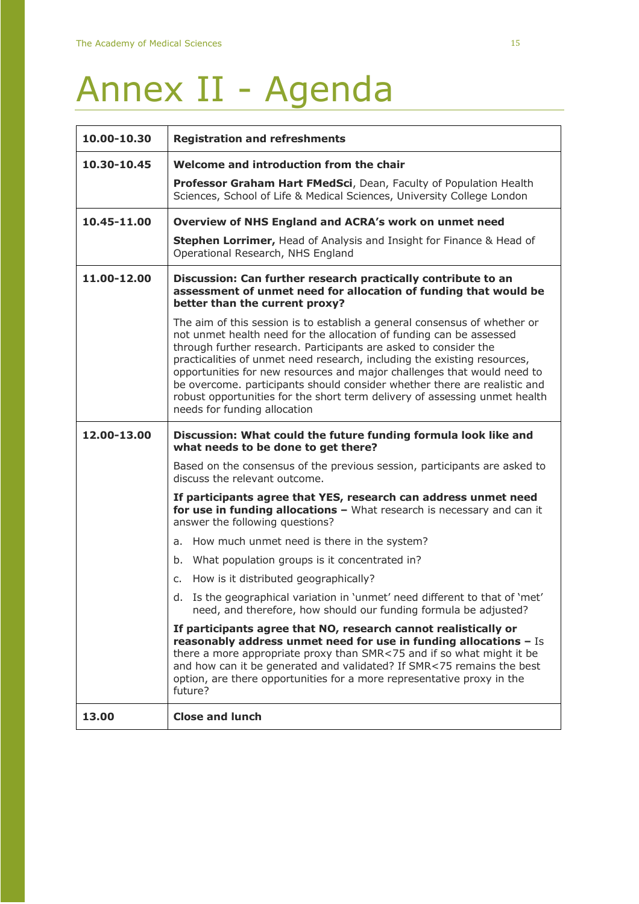# Annex II - Agenda

| | |
|---|---|
| **10.00-10.30** | **Registration and refreshments** |
| **10.30-10.45** | **Welcome and introduction from the chair**<br><br>**Professor Graham Hart FMedSci**, Dean, Faculty of Population Health Sciences, School of Life & Medical Sciences, University College London |
| **10.45-11.00** | **Overview of NHS England and ACRA's work on unmet need**<br><br>**Stephen Lorrimer,** Head of Analysis and Insight for Finance & Head of Operational Research, NHS England |
| **11.00-12.00** | **Discussion: Can further research practically contribute to an assessment of unmet need for allocation of funding that would be better than the current proxy?**<br><br>The aim of this session is to establish a general consensus of whether or not unmet health need for the allocation of funding can be assessed through further research. Participants are asked to consider the practicalities of unmet need research, including the existing resources, opportunities for new resources and major challenges that would need to be overcome. participants should consider whether there are realistic and robust opportunities for the short term delivery of assessing unmet health needs for funding allocation |
| **12.00-13.00** | **Discussion: What could the future funding formula look like and what needs to be done to get there?**<br><br>Based on the consensus of the previous session, participants are asked to discuss the relevant outcome.<br><br>**If participants agree that YES, research can address unmet need for use in funding allocations –** What research is necessary and can it answer the following questions?<br><br>a. How much unmet need is there in the system?<br>b. What population groups is it concentrated in?<br>c. How is it distributed geographically?<br>d. Is the geographical variation in 'unmet' need different to that of 'met' need, and therefore, how should our funding formula be adjusted?<br><br>**If participants agree that NO, research cannot realistically or reasonably address unmet need for use in funding allocations –** Is there a more appropriate proxy than SMR<75 and if so what might it be and how can it be generated and validated? If SMR<75 remains the best option, are there opportunities for a more representative proxy in the future? |
| **13.00** | **Close and lunch** |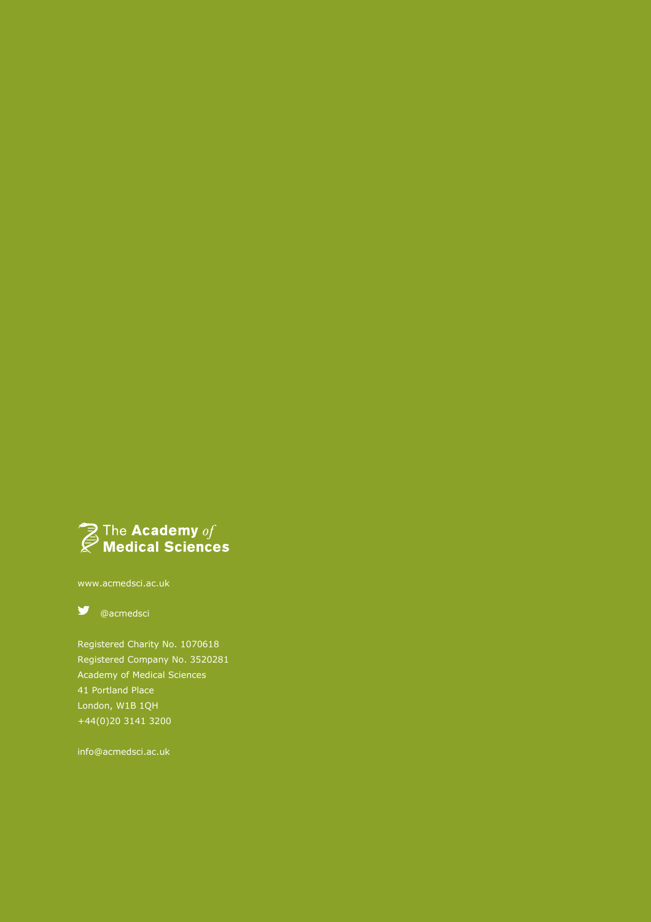The Academy *of* **Medical Sciences**

www.acmedsci.ac.uk

@acmedsci

Registered Charity No. 1070618
Registered Company No. 3520281
Academy of Medical Sciences
41 Portland Place
London, W1B 1QH
+44(0)20 3141 3200

info@acmedsci.ac.uk